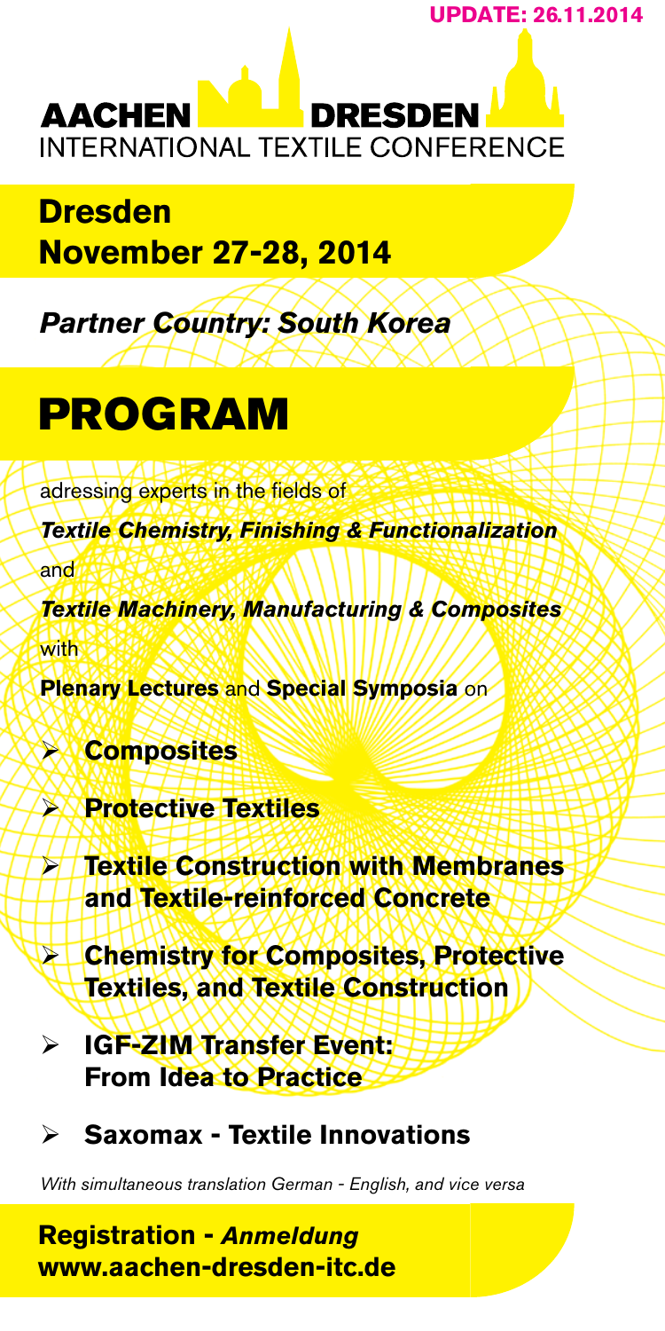UPDATE: 26.11.2014

**AACHEN DRESDEN**
INTERNATIONAL TEXTILE CONFERENCE

## Dresden
## November 27-28, 2014

***Partner Country: South Korea***

# PROGRAM

adressing experts in the fields of

***Textile Chemistry, Finishing & Functionalization***

and

***Textile Machinery, Manufacturing & Composites***

with

**Plenary Lectures** and **Special Symposia** on

- **Composites**
- **Protective Textiles**
- **Textile Construction with Membranes and Textile-reinforced Concrete**
- **Chemistry for Composites, Protective Textiles, and Textile Construction**
- **IGF-ZIM Transfer Event: From Idea to Practice**
- **Saxomax - Textile Innovations**

*With simultaneous translation German - English, and vice versa*

**Registration -** ***Anmeldung***
**www.aachen-dresden-itc.de**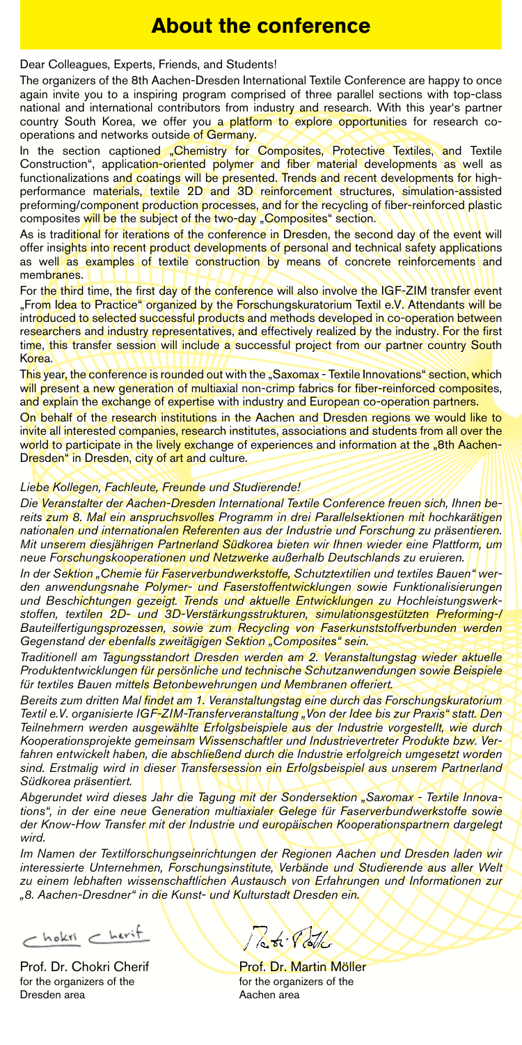# About the conference

Dear Colleagues, Experts, Friends, and Students!

The organizers of the 8th Aachen-Dresden International Textile Conference are happy to once again invite you to a inspiring program comprised of three parallel sections with top-class national and international contributors from industry and research. With this year's partner country South Korea, we offer you a platform to explore opportunities for research co-operations and networks outside of Germany.

In the section captioned „Chemistry for Composites, Protective Textiles, and Textile Construction", application-oriented polymer and fiber material developments as well as functionalizations and coatings will be presented. Trends and recent developments for high-performance materials, textile 2D and 3D reinforcement structures, simulation-assisted preforming/component production processes, and for the recycling of fiber-reinforced plastic composites will be the subject of the two-day „Composites" section.

As is traditional for iterations of the conference in Dresden, the second day of the event will offer insights into recent product developments of personal and technical safety applications as well as examples of textile construction by means of concrete reinforcements and membranes.

For the third time, the first day of the conference will also involve the IGF-ZIM transfer event „From Idea to Practice" organized by the Forschungskuratorium Textil e.V. Attendants will be introduced to selected successful products and methods developed in co-operation between researchers and industry representatives, and effectively realized by the industry. For the first time, this transfer session will include a successful project from our partner country South Korea.

This year, the conference is rounded out with the „Saxomax - Textile Innovations" section, which will present a new generation of multiaxial non-crimp fabrics for fiber-reinforced composites, and explain the exchange of expertise with industry and European co-operation partners.

On behalf of the research institutions in the Aachen and Dresden regions we would like to invite all interested companies, research institutes, associations and students from all over the world to participate in the lively exchange of experiences and information at the „8th Aachen-Dresden" in Dresden, city of art and culture.

*Liebe Kollegen, Fachleute, Freunde und Studierende!*

*Die Veranstalter der Aachen-Dresden International Textile Conference freuen sich, Ihnen bereits zum 8. Mal ein anspruchsvolles Programm in drei Parallelsektionen mit hochkarätigen nationalen und internationalen Referenten aus der Industrie und Forschung zu präsentieren. Mit unserem diesjährigen Partnerland Südkorea bieten wir Ihnen wieder eine Plattform, um neue Forschungskooperationen und Netzwerke außerhalb Deutschlands zu eruieren.*

*In der Sektion „Chemie für Faserverbundwerkstoffe, Schutztextilien und textiles Bauen" werden anwendungsnahe Polymer- und Faserstoffentwicklungen sowie Funktionalisierungen und Beschichtungen gezeigt. Trends und aktuelle Entwicklungen zu Hochleistungswerkstoffen, textilen 2D- und 3D-Verstärkungsstrukturen, simulationsgestützten Preforming-/Bauteilfertigungsprozessen, sowie zum Recycling von Faserkunststoffverbunden werden Gegenstand der ebenfalls zweitägigen Sektion „Composites" sein.*

*Traditionell am Tagungsstandort Dresden werden am 2. Veranstaltungstag wieder aktuelle Produktentwicklungen für persönliche und technische Schutzanwendungen sowie Beispiele für textiles Bauen mittels Betonbewehrungen und Membranen offeriert.*

*Bereits zum dritten Mal findet am 1. Veranstaltungstag eine durch das Forschungskuratorium Textil e.V. organisierte IGF-ZIM-Transferveranstaltung „Von der Idee bis zur Praxis" statt. Den Teilnehmern werden ausgewählte Erfolgsbeispiele aus der Industrie vorgestellt, wie durch Kooperationsprojekte gemeinsam Wissenschaftler und Industrievertreter Produkte bzw. Verfahren entwickelt haben, die abschließend durch die Industrie erfolgreich umgesetzt worden sind. Erstmalig wird in dieser Transfersession ein Erfolgsbeispiel aus unserem Partnerland Südkorea präsentiert.*

*Abgerundet wird dieses Jahr die Tagung mit der Sondersektion „Saxomax - Textile Innovations", in der eine neue Generation multiaxialer Gelege für Faserverbundwerkstoffe sowie der Know-How Transfer mit der Industrie und europäischen Kooperationspartnern dargelegt wird.*

*Im Namen der Textilforschungseinrichtungen der Regionen Aachen und Dresden laden wir interessierte Unternehmen, Forschungsinstitute, Verbände und Studierende aus aller Welt zu einem lebhaften wissenschaftlichen Austausch von Erfahrungen und Informationen zur „8. Aachen-Dresdner" in die Kunst- und Kulturstadt Dresden ein.*

Prof. Dr. Chokri Cherif
for the organizers of the
Dresden area

Prof. Dr. Martin Möller
for the organizers of the
Aachen area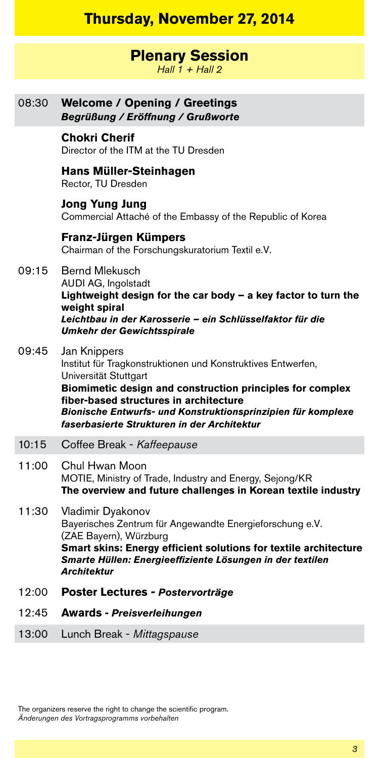# Thursday, November 27, 2014

## Plenary Session

*Hall 1 + Hall 2*

**08:30 Welcome / Opening / Greetings**
***Begrüßung / Eröffnung / Grußworte***

**Chokri Cherif**
Director of the ITM at the TU Dresden

**Hans Müller-Steinhagen**
Rector, TU Dresden

**Jong Yung Jung**
Commercial Attaché of the Embassy of the Republic of Korea

**Franz-Jürgen Kümpers**
Chairman of the Forschungskuratorium Textil e.V.

**09:15** Bernd Mlekusch
AUDI AG, Ingolstadt
**Lightweight design for the car body – a key factor to turn the weight spiral**
***Leichtbau in der Karosserie – ein Schlüsselfaktor für die Umkehr der Gewichtsspirale***

**09:45** Jan Knippers
Institut für Tragkonstruktionen und Konstruktives Entwerfen, Universität Stuttgart
**Biomimetic design and construction principles for complex fiber-based structures in architecture**
***Bionische Entwurfs- und Konstruktionsprinzipien für komplexe faserbasierte Strukturen in der Architektur***

**10:15** Coffee Break - *Kaffeepause*

**11:00** Chul Hwan Moon
MOTIE, Ministry of Trade, Industry and Energy, Sejong/KR
**The overview and future challenges in Korean textile industry**

**11:30** Vladimir Dyakonov
Bayerisches Zentrum für Angewandte Energieforschung e.V. (ZAE Bayern), Würzburg
**Smart skins: Energy efficient solutions for textile architecture**
***Smarte Hüllen: Energieeffiziente Lösungen in der textilen Architektur***

**12:00** **Poster Lectures -** ***Postervorträge***

**12:45** **Awards -** ***Preisverleihungen***

**13:00** Lunch Break - *Mittagspause*

The organizers reserve the right to change the scientific program.
*Änderungen des Vortragsprogramms vorbehalten*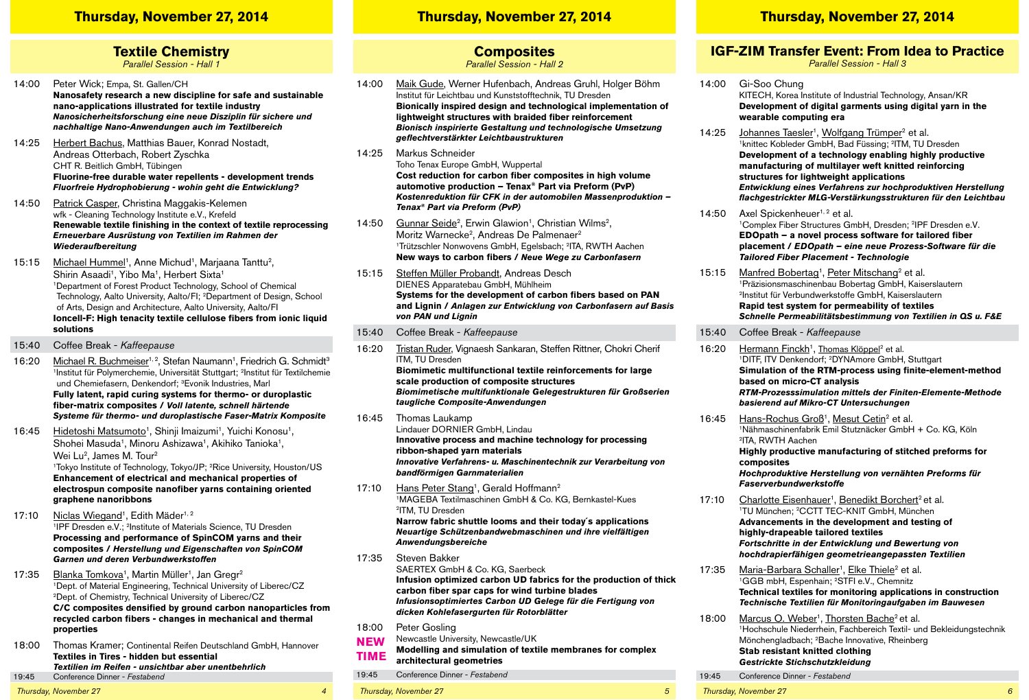# Thursday, November 27, 2014

## Textile Chemistry

*Parallel Session - Hall 1*

14:00 Peter Wick; Empa, St. Gallen/CH
**Nanosafety research a new discipline for safe and sustainable nano-applications illustrated for textile industry**
***Nanosicherheitsforschung eine neue Disziplin für sichere und nachhaltige Nano-Anwendungen auch im Textilbereich***

14:25 Herbert Bachus, Matthias Bauer, Konrad Nostadt, Andreas Otterbach, Robert Zyschka
CHT R. Beitlich GmbH, Tübingen
**Fluorine-free durable water repellents - development trends**
***Fluorfreie Hydrophobierung - wohin geht die Entwicklung?***

14:50 Patrick Casper, Christina Maggakis-Kelemen
wfk - Cleaning Technology Institute e.V., Krefeld
**Renewable textile finishing in the context of textile reprocessing**
***Erneuerbare Ausrüstung von Textilien im Rahmen der Wiederaufbereitung***

15:15 Michael Hummel[1], Anne Michud[1], Marjaana Tanttu[2], Shirin Asaadi[1], Yibo Ma[1], Herbert Sixta[1]
[1]Department of Forest Product Technology, School of Chemical Technology, Aalto University, Aalto/FI; [2]Department of Design, School of Arts, Design and Architecture, Aalto University, Aalto/FI
**Ioncell-F: High tenacity textile cellulose fibers from ionic liquid solutions**

15:40 Coffee Break - *Kaffeepause*

16:20 Michael R. Buchmeiser[1, 2], Stefan Naumann[1], Friedrich G. Schmidt[3]
[1]Institut für Polymerchemie, Universität Stuttgart; [2]Institut für Textilchemie und Chemiefasern, Denkendorf; [3]Evonik Industries, Marl
**Fully latent, rapid curing systems for thermo- or duroplastic fiber-matrix composites / *Voll latente, schnell härtende Systeme für thermo- und duroplastische Faser-Matrix Komposite***

16:45 Hidetoshi Matsumoto[1], Shinji Imaizumi[1], Yuichi Konosu[1], Shohei Masuda[1], Minoru Ashizawa[1], Akihiko Tanioka[1], Wei Lu[2], James M. Tour[2]
[1]Tokyo Institute of Technology, Tokyo/JP; [2]Rice University, Houston/US
**Enhancement of electrical and mechanical properties of electrospun composite nanofiber yarns containing oriented graphene nanoribbons**

17:10 Niclas Wiegand[1], Edith Mäder[1, 2]
[1]IPF Dresden e.V.; [2]Institute of Materials Science, TU Dresden
**Processing and performance of SpinCOM yarns and their composites / *Herstellung und Eigenschaften von SpinCOM Garnen und deren Verbundwerkstoffen***

17:35 Blanka Tomkova[1], Martin Müller[1], Jan Gregr[2]
[1]Dept. of Material Engineering, Technical University of Liberec/CZ
[2]Dept. of Chemistry, Technical University of Liberec/CZ
**C/C composites densified by ground carbon nanoparticles from recycled carbon fibers - changes in mechanical and thermal properties**

18:00 Thomas Kramer; Continental Reifen Deutschland GmbH, Hannover
**Textiles in Tires - hidden but essential**
***Textilien im Reifen - unsichtbar aber unentbehrlich***

19:45 Conference Dinner - *Festabend*

# Thursday, November 27, 2014

## Composites

*Parallel Session - Hall 2*

14:00 Maik Gude, Werner Hufenbach, Andreas Gruhl, Holger Böhm
Institut für Leichtbau und Kunststofftechnik, TU Dresden
**Bionically inspired design and technological implementation of lightweight structures with braided fiber reinforcement**
***Bionisch inspirierte Gestaltung und technologische Umsetzung geflechtverstärkter Leichtbaustrukturen***

14:25 Markus Schneider
Toho Tenax Europe GmbH, Wuppertal
**Cost reduction for carbon fiber composites in high volume automotive production – Tenax® Part via Preform (PvP)**
***Kostenreduktion für CFK in der automobilen Massenproduktion – Tenax® Part via Preform (PvP)***

14:50 Gunnar Seide[2], Erwin Glawion[1], Christian Wilms[2], Moritz Warnecke[2], Andreas De Palmenaer[2]
[1]Trützschler Nonwovens GmbH, Egelsbach; [2]ITA, RWTH Aachen
**New ways to carbon fibers / *Neue Wege zu Carbonfasern***

15:15 Steffen Müller Probandt, Andreas Desch
DIENES Apparatebau GmbH, Mühlheim
**Systems for the development of carbon fibers based on PAN and Lignin / *Anlagen zur Entwicklung von Carbonfasern auf Basis von PAN und Lignin***

15:40 Coffee Break - *Kaffeepause*

16:20 Tristan Ruder, Vignaesh Sankaran, Steffen Rittner, Chokri Cherif
ITA, TU Dresden
**Biomimetic multifunctional textile reinforcements for large scale production of composite structures**
***Biomimetische multifunktionale Gelegestrukturen für Großserien taugliche Composite-Anwendungen***

16:45 Thomas Laukamp
Lindauer DORNIER GmbH, Lindau
**Innovative process and machine technology for processing ribbon-shaped yarn materials**
***Innovative Verfahrens- u. Maschinentechnik zur Verarbeitung von bandförmigen Garnmaterialien***

17:10 Hans Peter Stang[1], Gerald Hoffmann[2]
[1]MAGEBA Textilmaschinen GmbH & Co. KG, Bernkastel-Kues
[2]ITM, TU Dresden
**Narrow fabric shuttle looms and their today´s applications**
***Neuartige Schützenbandwebmaschinen und ihre vielfältigen Anwendungsbereiche***

17:35 Steven Bakker
SAERTEX GmbH & Co. KG, Saerbeck
**Infusion optimized carbon UD fabrics for the production of thick carbon fiber spar caps for wind turbine blades**
***Infusionsoptimierte Carbon UD Gelege für die Fertigung von dicken Kohlefasergurten für Rotorblätter***

18:00 **NEW TIME** Peter Gosling
Newcastle University, Newcastle/UK
**Modelling and simulation of textile membranes for complex architectural geometries**

19:45 Conference Dinner - *Festabend*

# Thursday, November 27, 2014

## IGF-ZIM Transfer Event: From Idea to Practice

*Parallel Session - Hall 3*

14:00 Gi-Soo Chung
KITECH, Korea Institute of Industrial Technology, Ansan/KR
**Development of digital garments using digital yarn in the wearable computing era**

14:25 Johannes Taesler[1], Wolfgang Trümper[2] et al.
[1]knittec Kobleder GmbH, Bad Füssing; [2]ITM, TU Dresden
**Development of a technology enabling highly productive manufacturing of multilayer weft knitted reinforcing structures for lightweight applications**
***Entwicklung eines Verfahrens zur hochproduktiven Herstellung flachgestrickter MLG-Verstärkungsstrukturen für den Leichtbau***

14:50 Axel Spickenheuer[1, 2] et al.
[1]Complex Fiber Structures GmbH, Dresden; [2]IPF Dresden e.V.
**EDOpath – a novel process software for tailored fiber placement / *EDOpath – eine neue Prozess-Software für die Tailored Fiber Placement - Technologie***

15:15 Manfred Bobertag[1], Peter Mitschang[2] et al.
[1]Präzisionsmaschinenbau Bobertag GmbH, Kaiserslautern
[2]Institut für Verbundwerkstoffe GmbH, Kaiserslautern
**Rapid test system for permeability of textiles**
***Schnelle Permeabilitätsbestimmung von Textilien in QS u. F&E***

15:40 Coffee Break - *Kaffeepause*

16:20 Hermann Finckh[1], Thomas Klöppel[2] et al.
[1]DITF, ITV Denkendorf; [2]DYNAmore GmbH, Stuttgart
**Simulation of the RTM-process using finite-element-method based on micro-CT analysis**
***RTM-Prozesssimulation mittels der Finiten-Elemente-Methode basierend auf Mikro-CT Untersuchungen***

16:45 Hans-Rochus Groß[1], Mesut Cetin[2] et al.
[1]Nähmaschinenfabrik Emil Stutznäcker GmbH + Co. KG, Köln
[2]ITA, RWTH Aachen
**Highly productive manufacturing of stitched preforms for composites**
***Hochproduktive Herstellung von vernähten Preforms für Faserverbundwerkstoffe***

17:10 Charlotte Eisenhauer[1], Benedikt Borchert[2] et al.
[1]TU München; [2]CCTT TEC-KNIT GmbH, München
**Advancements in the development and testing of highly-drapeable tailored textiles**
***Fortschritte in der Entwicklung und Bewertung von hochdrapierfähigen geometrieangepassten Textilien***

17:35 Maria-Barbara Schaller[1], Elke Thiele[2] et al.
[1]GGB mbH, Espenhain; [2]STFI e.V., Chemnitz
**Technical textiles for monitoring applications in construction**
***Technische Textilien für Monitoringaufgaben im Bauwesen***

18:00 Marcus O. Weber[1], Thorsten Bache[2] et al.
[1]Hochschule Niederrhein, Fachbereich Textil- und Bekleidungstechnik Mönchengladbach; [2]Bache Innovative, Rheinberg
**Stab resistant knitted clothing**
***Gestrickte Stichschutzkleidung***

19:45 Conference Dinner - *Festabend*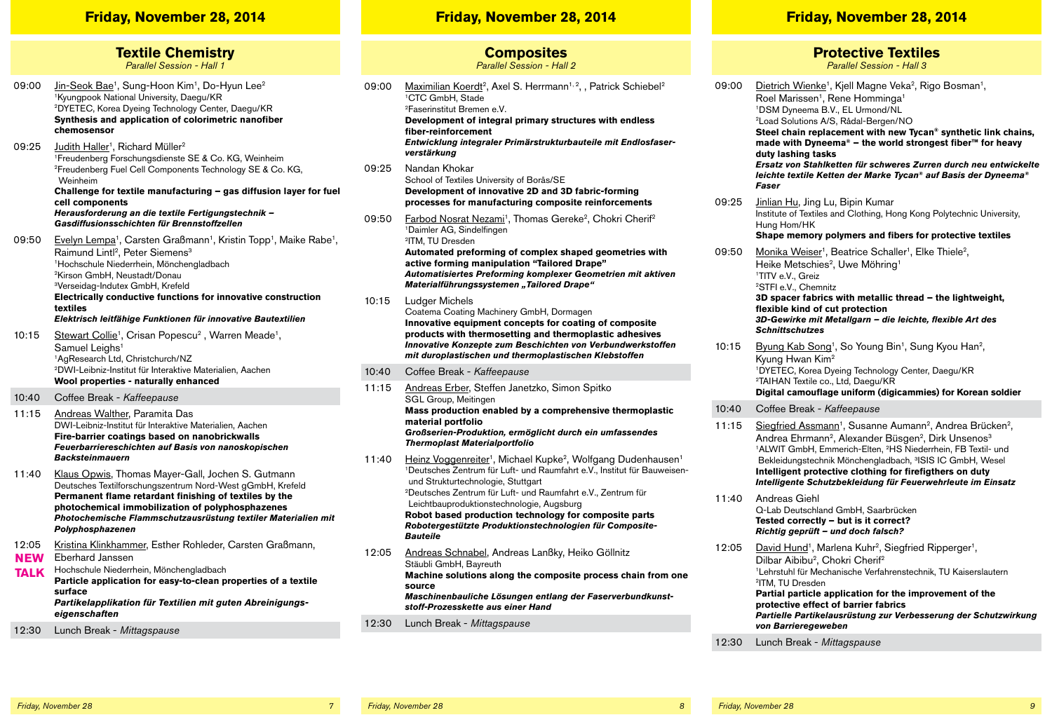## Friday, November 28, 2014

### Textile Chemistry

*Parallel Session - Hall 1*

**09:00** Jin-Seok Bae[1], Sung-Hoon Kim[1], Do-Hyun Lee[2]
[1]Kyungpook National University, Daegu/KR
[2]DYETEC, Korea Dyeing Technology Center, Daegu/KR
**Synthesis and application of colorimetric nanofiber chemosensor**

**09:25** Judith Haller[1], Richard Müller[2]
[1]Freudenberg Forschungsdienste SE & Co. KG, Weinheim
[2]Freudenberg Fuel Cell Components Technology SE & Co. KG, Weinheim
**Challenge for textile manufacturing – gas diffusion layer for fuel cell components**
***Herausforderung an die textile Fertigungstechnik – Gasdiffusionsschichten für Brennstoffzellen***

**09:50** Evelyn Lempa[1], Carsten Graßmann[1], Kristin Topp[1], Maike Rabe[1], Raimund Lintl[2], Peter Siemens[3]
[1]Hochschule Niederrhein, Mönchengladbach
[2]Kirson GmbH, Neustadt/Donau
[3]Verseidag-Indutex GmbH, Krefeld
**Electrically conductive functions for innovative construction textiles**
***Elektrisch leitfähige Funktionen für innovative Bautextilien***

**10:15** Stewart Collie[1], Crisan Popescu[2] , Warren Meade[1], Samuel Leighs[1]
[1]AgResearch Ltd, Christchurch/NZ
[2]DWI-Leibniz-Institut für Interaktive Materialien, Aachen
**Wool properties - naturally enhanced**

**10:40** Coffee Break - *Kaffeepause*

**11:15** Andreas Walther, Paramita Das
DWI-Leibniz-Institut für Interaktive Materialien, Aachen
**Fire-barrier coatings based on nanobrickwalls**
***Feuerbarriereschichten auf Basis von nanoskopischen Backsteinmauern***

**11:40** Klaus Opwis, Thomas Mayer-Gall, Jochen S. Gutmann
Deutsches Textilforschungszentrum Nord-West gGmbH, Krefeld
**Permanent flame retardant finishing of textiles by the photochemical immobilization of polyphosphazenes**
***Photochemische Flammschutzausrüstung textiler Materialien mit Polyphosphazenen***

**12:05** **NEW TALK** Kristina Klinkhammer, Esther Rohleder, Carsten Graßmann, Eberhard Janssen
Hochschule Niederrhein, Mönchengladbach
**Particle application for easy-to-clean properties of a textile surface**
***Partikelapplikation für Textilien mit guten Abreinigungs-eigenschaften***

**12:30** Lunch Break - *Mittagspause*

## Friday, November 28, 2014

### Composites

*Parallel Session - Hall 2*

**09:00** Maximilian Koerdt[2], Axel S. Herrmann[1, 2], , Patrick Schiebel[2]
[1]CTC GmbH, Stade
[2]Faserinstitut Bremen e.V.
**Development of integral primary structures with endless fiber-reinforcement**
***Entwicklung integraler Primärstrukturbauteile mit Endlosfaser-verstärkung***

**09:25** Nandan Khokar
School of Textiles University of Borås/SE
**Development of innovative 2D and 3D fabric-forming processes for manufacturing composite reinforcements**

**09:50** Farbod Nosrat Nezami[1], Thomas Gereke[2], Chokri Cherif[2]
[1]Daimler AG, Sindelfingen
[2]ITM, TU Dresden
**Automated preforming of complex shaped geometries with active forming manipulation "Tailored Drape"**
***Automatisiertes Preforming komplexer Geometrien mit aktiven Materialführungssystemen „Tailored Drape"***

**10:15** Ludger Michels
Coatema Coating Machinery GmbH, Dormagen
**Innovative equipment concepts for coating of composite products with thermosetting and thermoplastic adhesives**
***Innovative Konzepte zum Beschichten von Verbundwerkstoffen mit duroplastischen und thermoplastischen Klebstoffen***

**10:40** Coffee Break - *Kaffeepause*

**11:15** Andreas Erber, Steffen Janetzko, Simon Spitko
SGL Group, Meitingen
**Mass production enabled by a comprehensive thermoplastic material portfolio**
***Großserien-Produktion, ermöglicht durch ein umfassendes Thermoplast Materialportfolio***

**11:40** Heinz Voggenreiter[1], Michael Kupke[2], Wolfgang Dudenhausen[1]
[1]Deutsches Zentrum für Luft- und Raumfahrt e.V., Institut für Bauweisen- und Strukturtechnologie, Stuttgart
[2]Deutsches Zentrum für Luft- und Raumfahrt e.V., Zentrum für Leichtbauproduktionstechnologie, Augsburg
**Robot based production technology for composite parts**
***Robotergestützte Produktionstechnologien für Composite-Bauteile***

**12:05** Andreas Schnabel, Andreas Lanßky, Heiko Göllnitz
Stäubli GmbH, Bayreuth
**Machine solutions along the composite process chain from one source**
***Maschinenbauliche Lösungen entlang der Faserverbundkunst-stoff-Prozesskette aus einer Hand***

**12:30** Lunch Break - *Mittagspause*

## Friday, November 28, 2014

### Protective Textiles

*Parallel Session - Hall 3*

**09:00** Dietrich Wienke[1], Kjell Magne Veka[2], Rigo Bosman[1], Roel Marissen[1], Rene Homminga[1]
[1]DSM Dyneema B.V., EL Urmond/NL
[2]Load Solutions A/S, Rådal-Bergen/NO
**Steel chain replacement with new Tycan® synthetic link chains, made with Dyneema® – the world strongest fiber™ for heavy duty lashing tasks**
***Ersatz von Stahlketten für schweres Zurren durch neu entwickelte leichte textile Ketten der Marke Tycan® auf Basis der Dyneema® Faser***

**09:25** Jinlian Hu, Jing Lu, Bipin Kumar
Institute of Textiles and Clothing, Hong Kong Polytechnic University, Hung Hom/HK
**Shape memory polymers and fibers for protective textiles**

**09:50** Monika Weiser[1], Beatrice Schaller[1], Elke Thiele[2], Heike Metschies[2], Uwe Möhring[1]
[1]TITV e.V., Greiz
[2]STFI e.V., Chemnitz
**3D spacer fabrics with metallic thread – the lightweight, flexible kind of cut protection**
***3D-Gewirke mit Metallgarn – die leichte, flexible Art des Schnittschutzes***

**10:15** Byung Kab Song[1], So Young Bin[1], Sung Kyou Han[2], Kyung Hwan Kim[2]
[1]DYETEC, Korea Dyeing Technology Center, Daegu/KR
[2]TAIHAN Textile co., Ltd, Daegu/KR
**Digital camouflage uniform (digicammies) for Korean soldier**

**10:40** Coffee Break - *Kaffeepause*

**11:15** Siegfried Assmann[1], Susanne Aumann[2], Andrea Brücken[2], Andrea Ehrmann[2], Alexander Büsgen[2], Dirk Unsenos[3]
[1]ALWIT GmbH, Emmerich-Elten, [2]HS Niederrhein, FB Textil- und Bekleidungstechnik Mönchengladbach, [3]ISIS IC GmbH, Wesel
**Intelligent protective clothing for firefigthers on duty**
***Intelligente Schutzbekleidung für Feuerwehrleute im Einsatz***

**11:40** Andreas Giehl
Q-Lab Deutschland GmbH, Saarbrücken
**Tested correctly – but is it correct?**
***Richtig geprüft – und doch falsch?***

**12:05** David Hund[1], Marlena Kuhr[2], Siegfried Ripperger[1], Dilbar Aibibu[2], Chokri Cherif[2]
[1]Lehrstuhl für Mechanische Verfahrenstechnik, TU Kaiserslautern
[2]ITM, TU Dresden
**Partial particle application for the improvement of the protective effect of barrier fabrics**
***Partielle Partikelausrüstung zur Verbesserung der Schutzwirkung von Barrieregeweben***

**12:30** Lunch Break - *Mittagspause*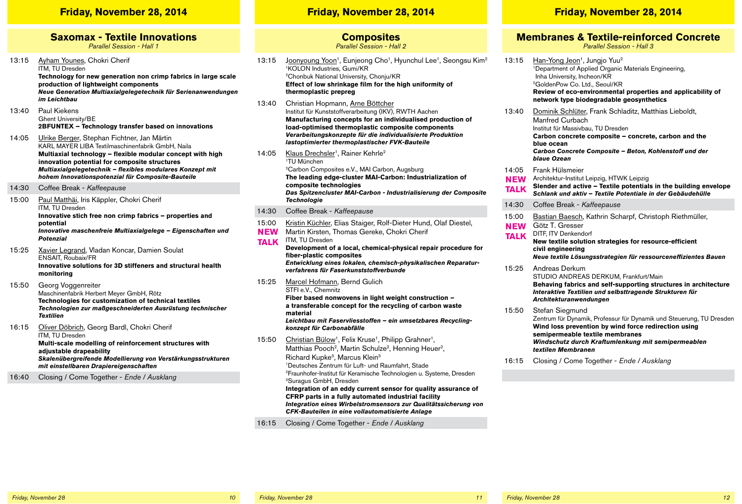## Friday, November 28, 2014

### Saxomax - Textile Innovations
*Parallel Session - Hall 1*

**13:15** Ayham Younes, Chokri Cherif
ITM, TU Dresden
**Technology for new generation non crimp fabrics in large scale production of lightweight components**
***Neue Generation Multiaxialgelegetechnik für Serienanwendungen im Leichtbau***

**13:40** Paul Kiekens
Ghent University/BE
**2BFUNTEX – Technology transfer based on innovations**

**14:05** Ulrike Berger, Stephan Fichtner, Jan Märtin
KARL MAYER LIBA Textilmaschinenfabrik GmbH, Naila
**Multiaxial technology – flexible modular concept with high innovation potential for composite structures**
***Multiaxialgelegetechnik – flexibles modulares Konzept mit hohem Innovationspotenzial für Composite-Bauteile***

**14:30** Coffee Break - *Kaffeepause*

**15:00** Paul Matthäi, Iris Käppler, Chokri Cherif
ITM, TU Dresden
**Innovative stich free non crimp fabrics – properties and potential**
***Innovative maschenfreie Multiaxialgelege – Eigenschaften und Potenzial***

**15:25** Xavier Legrand, Vladan Koncar, Damien Soulat
ENSAIT, Roubaix/FR
**Innovative solutions for 3D stiffeners and structural health monitoring**

**15:50** Georg Voggenreiter
Maschinenfabrik Herbert Meyer GmbH, Rötz
**Technologies for customization of technical textiles**
***Technologien zur maßgeschneiderten Ausrüstung technischer Textilien***

**16:15** Oliver Döbrich, Georg Bardl, Chokri Cherif
ITM, TU Dresden
**Multi-scale modelling of reinforcement structures with adjustable drapeability**
***Skalenübergreifende Modellierung von Verstärkungsstrukturen mit einstellbaren Drapiereigenschaften***

**16:40** Closing / Come Together - *Ende / Ausklang*

## Friday, November 28, 2014

### Composites
*Parallel Session - Hall 2*

**13:15** Joonyoung Yoon[1], Eunjeong Cho[1], Hyunchul Lee[1], Seongsu Kim[2]
[1]KOLON Industries, Gumi/KR
[2]Chonbuk National University, Chonju/KR
**Effect of low shrinkage film for the high uniformity of thermoplastic prepreg**

**13:40** Christian Hopmann, Arne Böttcher
Institut für Kunststoffverarbeitung (IKV), RWTH Aachen
**Manufacturing concepts for an individualised production of load-optimised thermoplastic composite components**
***Verarbeitungskonzepte für die individualisierte Produktion lastoptimierter thermoplastischer FVK-Bauteile***

**14:05** Klaus Drechsler[1], Rainer Kehrle[2]
[1]TU München
[2]Carbon Composites e.V., MAI Carbon, Augsburg
**The leading edge-cluster MAI-Carbon: Industrialization of composite technologies**
***Das Spitzencluster MAI-Carbon - Industrialisierung der Composite Technologie***

**14:30** Coffee Break - *Kaffeepause*

**15:00** **NEW TALK** Kristin Küchler, Elias Staiger, Rolf-Dieter Hund, Olaf Diestel, Martin Kirsten, Thomas Gereke, Chokri Cherif
ITM, TU Dresden
**Development of a local, chemical-physical repair procedure for fiber-plastic composites**
***Entwicklung eines lokalen, chemisch-physikalischen Reparaturverfahrens für Faserkunststoffverbunde***

**15:25** Marcel Hofmann, Bernd Gulich
STFI e.V., Chemnitz
**Fiber based nonwovens in light weight construction – a transferable concept for the recycling of carbon waste material**
***Leichtbau mit Faservliesstoffen – ein umsetzbares Recyclingkonzept für Carbonabfälle***

**15:50** Christian Bülow[1], Felix Kruse[1], Philipp Grahner[1], Matthias Pooch[2], Martin Schulze[2], Henning Heuer[2], Richard Kupke[3], Marcus Klein[3]
[1]Deutsches Zentrum für Luft- und Raumfahrt, Stade
[2]Fraunhofer-Institut für Keramische Technologien u. Systeme, Dresden
[3]Suragus GmbH, Dresden
**Integration of an eddy current sensor for quality assurance of CFRP parts in a fully automated industrial facility**
***Integration eines Wirbelstromsensors zur Qualitätssicherung von CFK-Bauteilen in eine vollautomatisierte Anlage***

**16:15** Closing / Come Together - *Ende / Ausklang*

## Friday, November 28, 2014

### Membranes & Textile-reinforced Concrete
*Parallel Session - Hall 3*

**13:15** Han-Yong Jeon[1], Jungjo Yuu[2]
[1]Department of Applied Organic Materials Engineering, Inha University, Incheon/KR
[2]GoldenPow Co. Ltd., Seoul/KR
**Review of eco-environmental properties and applicability of network type biodegradable geosynthetics**

**13:40** Dominik Schlüter, Frank Schladitz, Matthias Lieboldt, Manfred Curbach
Institut für Massivbau, TU Dresden
**Carbon concrete composite – concrete, carbon and the blue ocean**
***Carbon Concrete Composite – Beton, Kohlenstoff und der blaue Ozean***

**14:05** **NEW TALK** Frank Hülsmeier
Architektur-Institut Leipzig, HTWK Leipzig
**Slender and active – Textile potentials in the building envelope**
***Schlank und aktiv – Textile Potentiale in der Gebäudehülle***

**14:30** Coffee Break - *Kaffeepause*

**15:00** **NEW TALK** Bastian Baesch, Kathrin Scharpf, Christoph Riethmüller, Götz T. Gresser
DITF, ITV Denkendorf
**New textile solution strategies for resource-efficient civil engineering**
***Neue textile Lösungsstrategien für ressourceneffizientes Bauen***

**15:25** Andreas Derkum
STUDIO ANDREAS DERKUM, Frankfurt/Main
**Behaving fabrics and self-supporting structures in architecture**
***Interaktive Textilien und selbsttragende Strukturen für Architekturanwendungen***

**15:50** Stefan Siegmund
Zentrum für Dynamik, Professur für Dynamik und Steuerung, TU Dresden
**Wind loss prevention by wind force redirection using semipermeable textile membranes**
***Windschutz durch Kraftumlenkung mit semipermeablen textilen Membranen***

**16:15** Closing / Come Together - *Ende / Ausklang*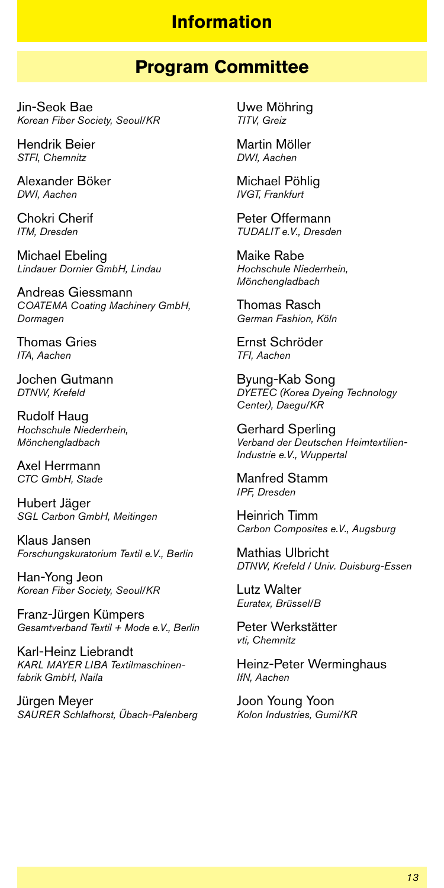# Information

## Program Committee

Jin-Seok Bae
*Korean Fiber Society, Seoul/KR*

Hendrik Beier
*STFI, Chemnitz*

Alexander Böker
*DWI, Aachen*

Chokri Cherif
*ITM, Dresden*

Michael Ebeling
*Lindauer Dornier GmbH, Lindau*

Andreas Giessmann
*COATEMA Coating Machinery GmbH, Dormagen*

Thomas Gries
*ITA, Aachen*

Jochen Gutmann
*DTNW, Krefeld*

Rudolf Haug
*Hochschule Niederrhein, Mönchengladbach*

Axel Herrmann
*CTC GmbH, Stade*

Hubert Jäger
*SGL Carbon GmbH, Meitingen*

Klaus Jansen
*Forschungskuratorium Textil e.V., Berlin*

Han-Yong Jeon
*Korean Fiber Society, Seoul/KR*

Franz-Jürgen Kümpers
*Gesamtverband Textil + Mode e.V., Berlin*

Karl-Heinz Liebrandt
*KARL MAYER LIBA Textilmaschinenfabrik GmbH, Naila*

Jürgen Meyer
*SAURER Schlafhorst, Übach-Palenberg*

Uwe Möhring
*TITV, Greiz*

Martin Möller
*DWI, Aachen*

Michael Pöhlig
*IVGT, Frankfurt*

Peter Offermann
*TUDALIT e.V., Dresden*

Maike Rabe
*Hochschule Niederrhein, Mönchengladbach*

Thomas Rasch
*German Fashion, Köln*

Ernst Schröder
*TFI, Aachen*

Byung-Kab Song
*DYETEC (Korea Dyeing Technology Center), Daegu/KR*

Gerhard Sperling
*Verband der Deutschen Heimtextilien-Industrie e.V., Wuppertal*

Manfred Stamm
*IPF, Dresden*

Heinrich Timm
*Carbon Composites e.V., Augsburg*

Mathias Ulbricht
*DTNW, Krefeld / Univ. Duisburg-Essen*

Lutz Walter
*Euratex, Brüssel/B*

Peter Werkstätter
*vti, Chemnitz*

Heinz-Peter Werminghaus
*IfN, Aachen*

Joon Young Yoon
*Kolon Industries, Gumi/KR*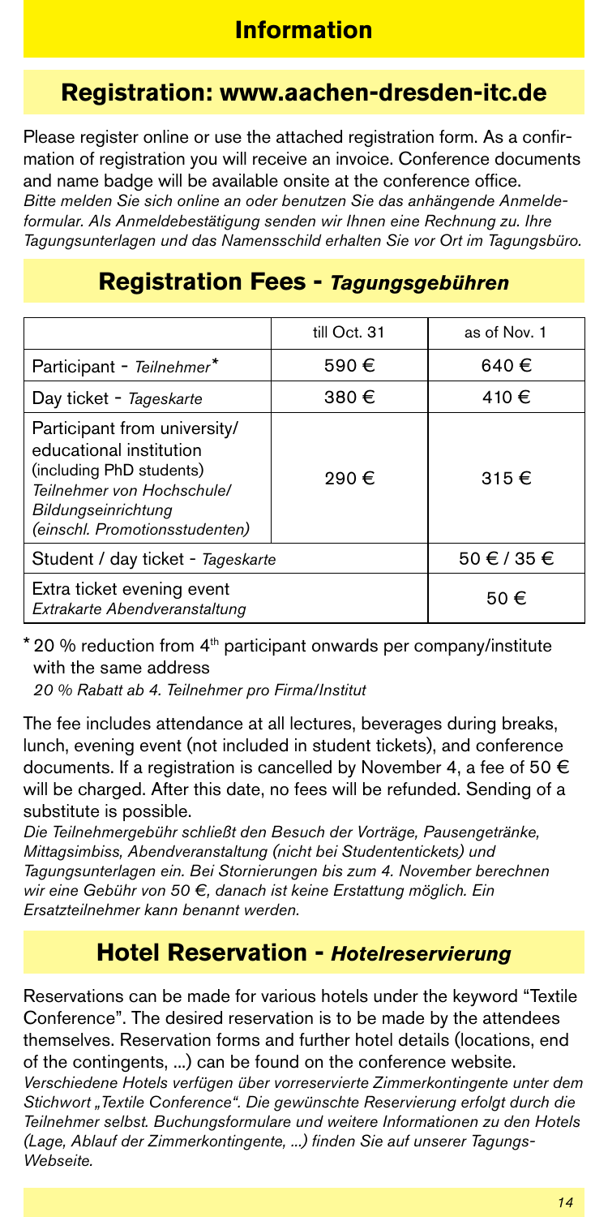# Information

## Registration: www.aachen-dresden-itc.de

Please register online or use the attached registration form. As a confirmation of registration you will receive an invoice. Conference documents and name badge will be available onsite at the conference office.
*Bitte melden Sie sich online an oder benutzen Sie das anhängende Anmeldeformular. Als Anmeldebestätigung senden wir Ihnen eine Rechnung zu. Ihre Tagungsunterlagen und das Namensschild erhalten Sie vor Ort im Tagungsbüro.*

## Registration Fees - *Tagungsgebühren*

| | till Oct. 31 | as of Nov. 1 |
|---|---|---|
| Participant - *Teilnehmer** | 590 € | 640 € |
| Day ticket - *Tageskarte* | 380 € | 410 € |
| Participant from university/ educational institution (including PhD students) *Teilnehmer von Hochschule/ Bildungseinrichtung (einschl. Promotionsstudenten)* | 290 € | 315 € |
| Student / day ticket - *Tageskarte* | | 50 € / 35 € |
| Extra ticket evening event *Extrakarte Abendveranstaltung* | | 50 € |

* 20 % reduction from 4th participant onwards per company/institute with the same address
*20 % Rabatt ab 4. Teilnehmer pro Firma/Institut*

The fee includes attendance at all lectures, beverages during breaks, lunch, evening event (not included in student tickets), and conference documents. If a registration is cancelled by November 4, a fee of 50 € will be charged. After this date, no fees will be refunded. Sending of a substitute is possible.
*Die Teilnehmergebühr schließt den Besuch der Vorträge, Pausengetränke, Mittagsimbiss, Abendveranstaltung (nicht bei Studententickets) und Tagungsunterlagen ein. Bei Stornierungen bis zum 4. November berechnen wir eine Gebühr von 50 €, danach ist keine Erstattung möglich. Ein Ersatzteilnehmer kann benannt werden.*

## Hotel Reservation - *Hotelreservierung*

Reservations can be made for various hotels under the keyword "Textile Conference". The desired reservation is to be made by the attendees themselves. Reservation forms and further hotel details (locations, end of the contingents, ...) can be found on the conference website.
*Verschiedene Hotels verfügen über vorreservierte Zimmerkontingente unter dem Stichwort „Textile Conference". Die gewünschte Reservierung erfolgt durch die Teilnehmer selbst. Buchungsformulare und weitere Informationen zu den Hotels (Lage, Ablauf der Zimmerkontingente, ...) finden Sie auf unserer Tagungs-Webseite.*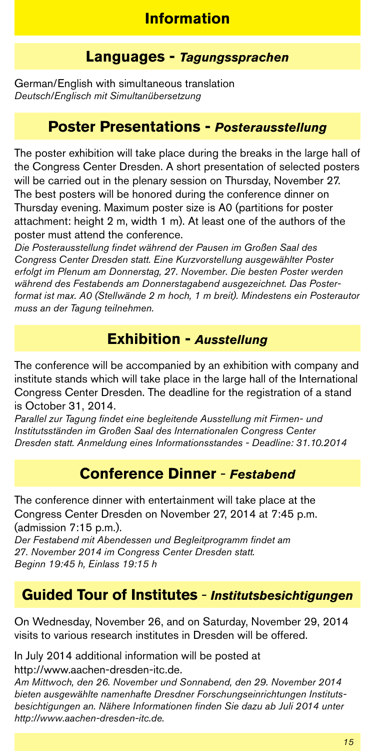# Information

## Languages - *Tagungssprachen*

German/English with simultaneous translation
*Deutsch/Englisch mit Simultanübersetzung*

## Poster Presentations - *Posterausstellung*

The poster exhibition will take place during the breaks in the large hall of the Congress Center Dresden. A short presentation of selected posters will be carried out in the plenary session on Thursday, November 27. The best posters will be honored during the conference dinner on Thursday evening. Maximum poster size is A0 (partitions for poster attachment: height 2 m, width 1 m). At least one of the authors of the poster must attend the conference.

*Die Posterausstellung findet während der Pausen im Großen Saal des Congress Center Dresden statt. Eine Kurzvorstellung ausgewählter Poster erfolgt im Plenum am Donnerstag, 27. November. Die besten Poster werden während des Festabends am Donnerstagabend ausgezeichnet. Das Posterformat ist max. A0 (Stellwände 2 m hoch, 1 m breit). Mindestens ein Posterautor muss an der Tagung teilnehmen.*

## Exhibition - *Ausstellung*

The conference will be accompanied by an exhibition with company and institute stands which will take place in the large hall of the International Congress Center Dresden. The deadline for the registration of a stand is October 31, 2014.

*Parallel zur Tagung findet eine begleitende Ausstellung mit Firmen- und Institutsständen im Großen Saal des Internationalen Congress Center Dresden statt. Anmeldung eines Informationsstandes - Deadline: 31.10.2014*

## Conference Dinner - *Festabend*

The conference dinner with entertainment will take place at the Congress Center Dresden on November 27, 2014 at 7:45 p.m. (admission 7:15 p.m.).

*Der Festabend mit Abendessen und Begleitprogramm findet am 27. November 2014 im Congress Center Dresden statt. Beginn 19:45 h, Einlass 19:15 h*

## Guided Tour of Institutes - *Institutsbesichtigungen*

On Wednesday, November 26, and on Saturday, November 29, 2014 visits to various research institutes in Dresden will be offered.

In July 2014 additional information will be posted at http://www.aachen-dresden-itc.de.

*Am Mittwoch, den 26. November und Sonnabend, den 29. November 2014 bieten ausgewählte namenhafte Dresdner Forschungseinrichtungen Institutsbesichtigungen an. Nähere Informationen finden Sie dazu ab Juli 2014 unter http://www.aachen-dresden-itc.de.*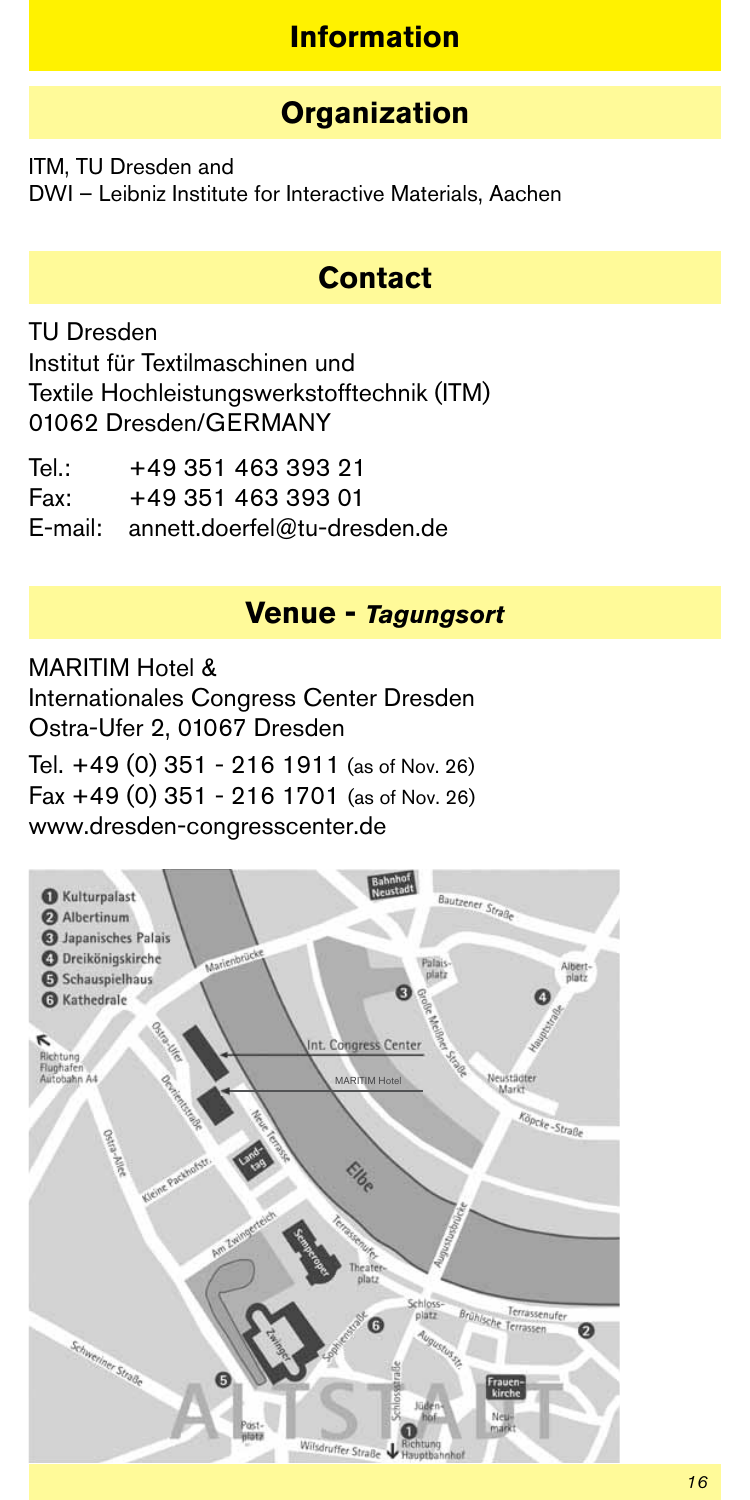# Information

## Organization

ITM, TU Dresden and
DWI – Leibniz Institute for Interactive Materials, Aachen

## Contact

TU Dresden
Institut für Textilmaschinen und
Textile Hochleistungswerkstofftechnik (ITM)
01062 Dresden/GERMANY

Tel.: +49 351 463 393 21
Fax: +49 351 463 393 01
E-mail: annett.doerfel@tu-dresden.de

## Venue - *Tagungsort*

MARITIM Hotel &
Internationales Congress Center Dresden
Ostra-Ufer 2, 01067 Dresden

Tel. +49 (0) 351 - 216 1911 (as of Nov. 26)
Fax +49 (0) 351 - 216 1701 (as of Nov. 26)
www.dresden-congresscenter.de

1. Kulturpalast
2. Albertinum
3. Japanisches Palais
4. Dreikönigskirche
5. Schauspielhaus
6. Kathedrale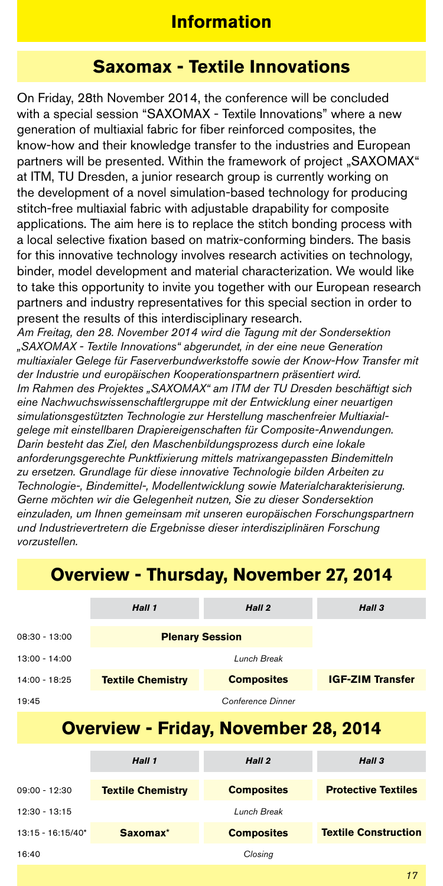# Information

## Saxomax - Textile Innovations

On Friday, 28th November 2014, the conference will be concluded with a special session "SAXOMAX - Textile Innovations" where a new generation of multiaxial fabric for fiber reinforced composites, the know-how and their knowledge transfer to the industries and European partners will be presented. Within the framework of project „SAXOMAX" at ITM, TU Dresden, a junior research group is currently working on the development of a novel simulation-based technology for producing stitch-free multiaxial fabric with adjustable drapability for composite applications. The aim here is to replace the stitch bonding process with a local selective fixation based on matrix-conforming binders. The basis for this innovative technology involves research activities on technology, binder, model development and material characterization. We would like to take this opportunity to invite you together with our European research partners and industry representatives for this special section in order to present the results of this interdisciplinary research.

*Am Freitag, den 28. November 2014 wird die Tagung mit der Sondersektion „SAXOMAX - Textile Innovations" abgerundet, in der eine neue Generation multiaxialer Gelege für Faserverbundwerkstoffe sowie der Know-How Transfer mit der Industrie und europäischen Kooperationspartnern präsentiert wird. Im Rahmen des Projektes „SAXOMAX" am ITM der TU Dresden beschäftigt sich eine Nachwuchswissenschaftlergruppe mit der Entwicklung einer neuartigen simulationsgestützten Technologie zur Herstellung maschenfreier Multiaxialgelege mit einstellbaren Drapiereigenschaften für Composite-Anwendungen. Darin besteht das Ziel, den Maschenbildungsprozess durch eine lokale anforderungsgerechte Punktfixierung mittels matrixangepassten Bindemitteln zu ersetzen. Grundlage für diese innovative Technologie bilden Arbeiten zu Technologie-, Bindemittel-, Modellentwicklung sowie Materialcharakterisierung. Gerne möchten wir die Gelegenheit nutzen, Sie zu dieser Sondersektion einzuladen, um Ihnen gemeinsam mit unseren europäischen Forschungspartnern und Industrievertretern die Ergebnisse dieser interdisziplinären Forschung vorzustellen.*

## Overview - Thursday, November 27, 2014

| | *Hall 1* | *Hall 2* | *Hall 3* |
|---|---|---|---|
| 08:30 - 13:00 | **Plenary Session** | | |
| 13:00 - 14:00 | | *Lunch Break* | |
| 14:00 - 18:25 | **Textile Chemistry** | **Composites** | **IGF-ZIM Transfer** |
| 19:45 | | *Conference Dinner* | |

## Overview - Friday, November 28, 2014

| | *Hall 1* | *Hall 2* | *Hall 3* |
|---|---|---|---|
| 09:00 - 12:30 | **Textile Chemistry** | **Composites** | **Protective Textiles** |
| 12:30 - 13:15 | | *Lunch Break* | |
| 13:15 - 16:15/40* | **Saxomax*** | **Composites** | **Textile Construction** |
| 16:40 | | *Closing* | |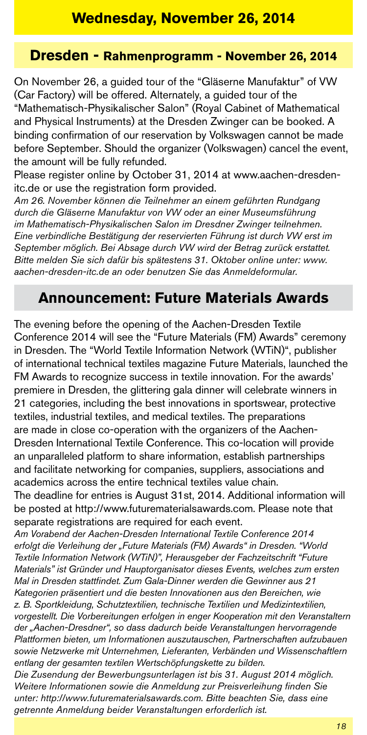# Wednesday, November 26, 2014

## Dresden - Rahmenprogramm - November 26, 2014

On November 26, a guided tour of the "Gläserne Manufaktur" of VW (Car Factory) will be offered. Alternately, a guided tour of the "Mathematisch-Physikalischer Salon" (Royal Cabinet of Mathematical and Physical Instruments) at the Dresden Zwinger can be booked. A binding confirmation of our reservation by Volkswagen cannot be made before September. Should the organizer (Volkswagen) cancel the event, the amount will be fully refunded.

Please register online by October 31, 2014 at www.aachen-dresden-itc.de or use the registration form provided.

*Am 26. November können die Teilnehmer an einem geführten Rundgang durch die Gläserne Manufaktur von VW oder an einer Museumsführung im Mathematisch-Physikalischen Salon im Dresdner Zwinger teilnehmen. Eine verbindliche Bestätigung der reservierten Führung ist durch VW erst im September möglich. Bei Absage durch VW wird der Betrag zurück erstattet. Bitte melden Sie sich dafür bis spätestens 31. Oktober online unter: www.aachen-dresden-itc.de an oder benutzen Sie das Anmeldeformular.*

## Announcement: Future Materials Awards

The evening before the opening of the Aachen-Dresden Textile Conference 2014 will see the "Future Materials (FM) Awards" ceremony in Dresden. The "World Textile Information Network (WTiN)", publisher of international technical textiles magazine Future Materials, launched the FM Awards to recognize success in textile innovation. For the awards' premiere in Dresden, the glittering gala dinner will celebrate winners in 21 categories, including the best innovations in sportswear, protective textiles, industrial textiles, and medical textiles. The preparations are made in close co-operation with the organizers of the Aachen-Dresden International Textile Conference. This co-location will provide an unparalleled platform to share information, establish partnerships and facilitate networking for companies, suppliers, associations and academics across the entire technical textiles value chain.

The deadline for entries is August 31st, 2014. Additional information will be posted at http://www.futurematerialsawards.com. Please note that separate registrations are required for each event.

*Am Vorabend der Aachen-Dresden International Textile Conference 2014 erfolgt die Verleihung der „Future Materials (FM) Awards" in Dresden. "World Textile Information Network (WTiN)", Herausgeber der Fachzeitschrift "Future Materials" ist Gründer und Hauptorganisator dieses Events, welches zum ersten Mal in Dresden stattfindet. Zum Gala-Dinner werden die Gewinner aus 21 Kategorien präsentiert und die besten Innovationen aus den Bereichen, wie z. B. Sportkleidung, Schutztextilien, technische Textilien und Medizintextilien, vorgestellt. Die Vorbereitungen erfolgen in enger Kooperation mit den Veranstaltern der „Aachen-Dresdner", so dass dadurch beide Veranstaltungen hervorragende Plattformen bieten, um Informationen auszutauschen, Partnerschaften aufzubauen sowie Netzwerke mit Unternehmen, Lieferanten, Verbänden und Wissenschaftlern entlang der gesamten textilen Wertschöpfungskette zu bilden.*

*Die Zusendung der Bewerbungsunterlagen ist bis 31. August 2014 möglich. Weitere Informationen sowie die Anmeldung zur Preisverleihung finden Sie unter: http://www.futurematerialsawards.com. Bitte beachten Sie, dass eine getrennte Anmeldung beider Veranstaltungen erforderlich ist.*